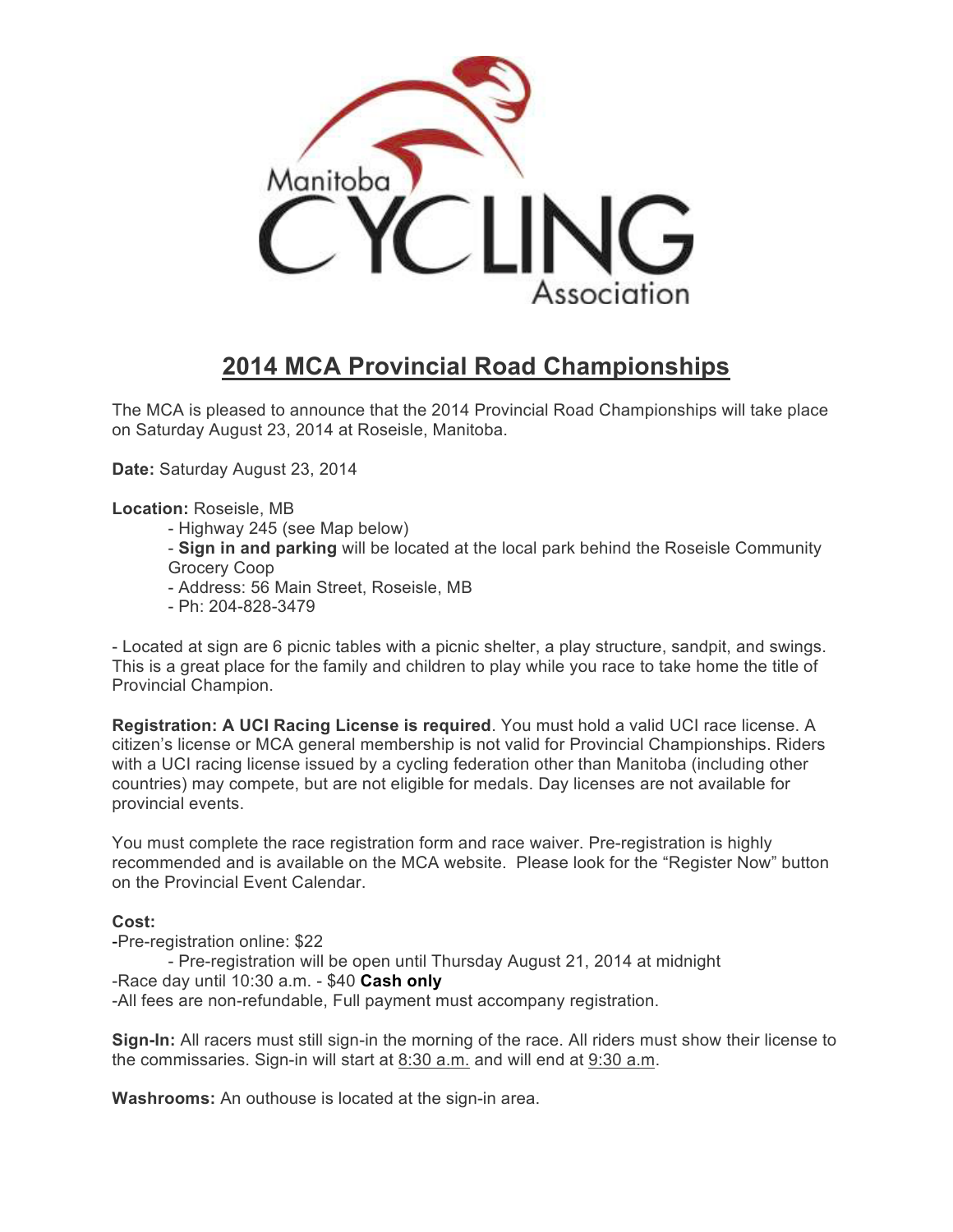# 2014 MCA Provincial Road Championships

The MCA is pleased to announce that the 2014 Provincial Road Championships will take place on Saturday August 23, 2014 at Roseisle, Manitoba.

**Date:** Saturday August 23, 2014

**Location:** Roseisle, MB

- Highway 245 (see Map below)
- **Sign in and parking** will be located at the local park behind the Roseisle Community Grocery Coop
- Address: 56 Main Street, Roseisle, MB
- Ph: 204-828-3479

- Located at sign are 6 picnic tables with a picnic shelter, a play structure, sandpit, and swings. This is a great place for the family and children to play while you race to take home the title of Provincial Champion.

**Registration: A UCI Racing License is required**. You must hold a valid UCI race license. A citizen's license or MCA general membership is not valid for Provincial Championships. Riders with a UCI racing license issued by a cycling federation other than Manitoba (including other countries) may compete, but are not eligible for medals. Day licenses are not available for provincial events.

You must complete the race registration form and race waiver. Pre-registration is highly recommended and is available on the MCA website. Please look for the "Register Now" button on the Provincial Event Calendar.

**Cost:**

-Pre-registration online: $22

- Pre-registration will be open until Thursday August 21, 2014 at midnight

-Race day until 10:30 a.m. - $40 **Cash only**

-All fees are non-refundable, Full payment must accompany registration.

**Sign-In:** All racers must still sign-in the morning of the race. All riders must show their license to the commissaries. Sign-in will start at 8:30 a.m. and will end at 9:30 a.m.

**Washrooms:** An outhouse is located at the sign-in area.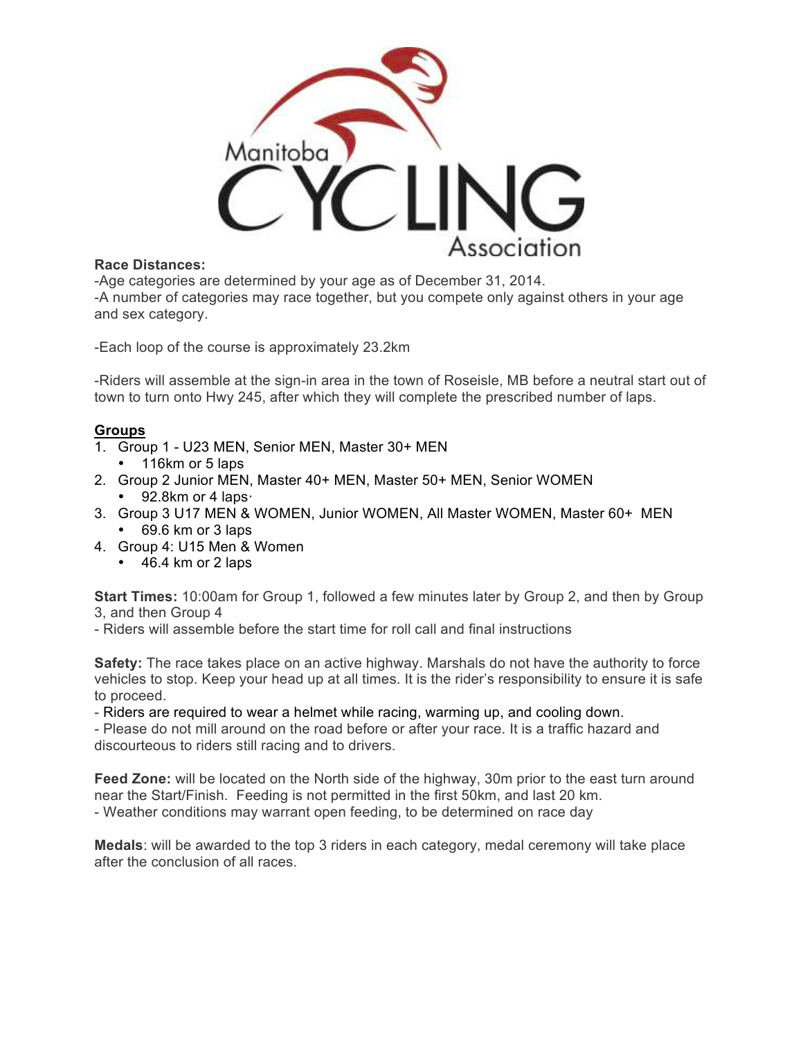**Race Distances:**

-Age categories are determined by your age as of December 31, 2014.

-A number of categories may race together, but you compete only against others in your age and sex category.

-Each loop of the course is approximately 23.2km

-Riders will assemble at the sign-in area in the town of Roseisle, MB before a neutral start out of town to turn onto Hwy 245, after which they will complete the prescribed number of laps.

__Groups__

1. Group 1 - U23 MEN, Senior MEN, Master 30+ MEN
   - 116km or 5 laps
2. Group 2 Junior MEN, Master 40+ MEN, Master 50+ MEN, Senior WOMEN
   - 92.8km or 4 laps·
3. Group 3 U17 MEN & WOMEN, Junior WOMEN, All Master WOMEN, Master 60+ MEN
   - 69.6 km or 3 laps
4. Group 4: U15 Men & Women
   - 46.4 km or 2 laps

**Start Times:** 10:00am for Group 1, followed a few minutes later by Group 2, and then by Group 3, and then Group 4

- Riders will assemble before the start time for roll call and final instructions

**Safety:** The race takes place on an active highway. Marshals do not have the authority to force vehicles to stop. Keep your head up at all times. It is the rider's responsibility to ensure it is safe to proceed.

- Riders are required to wear a helmet while racing, warming up, and cooling down.
- Please do not mill around on the road before or after your race. It is a traffic hazard and discourteous to riders still racing and to drivers.

**Feed Zone:** will be located on the North side of the highway, 30m prior to the east turn around near the Start/Finish. Feeding is not permitted in the first 50km, and last 20 km.

- Weather conditions may warrant open feeding, to be determined on race day

**Medals**: will be awarded to the top 3 riders in each category, medal ceremony will take place after the conclusion of all races.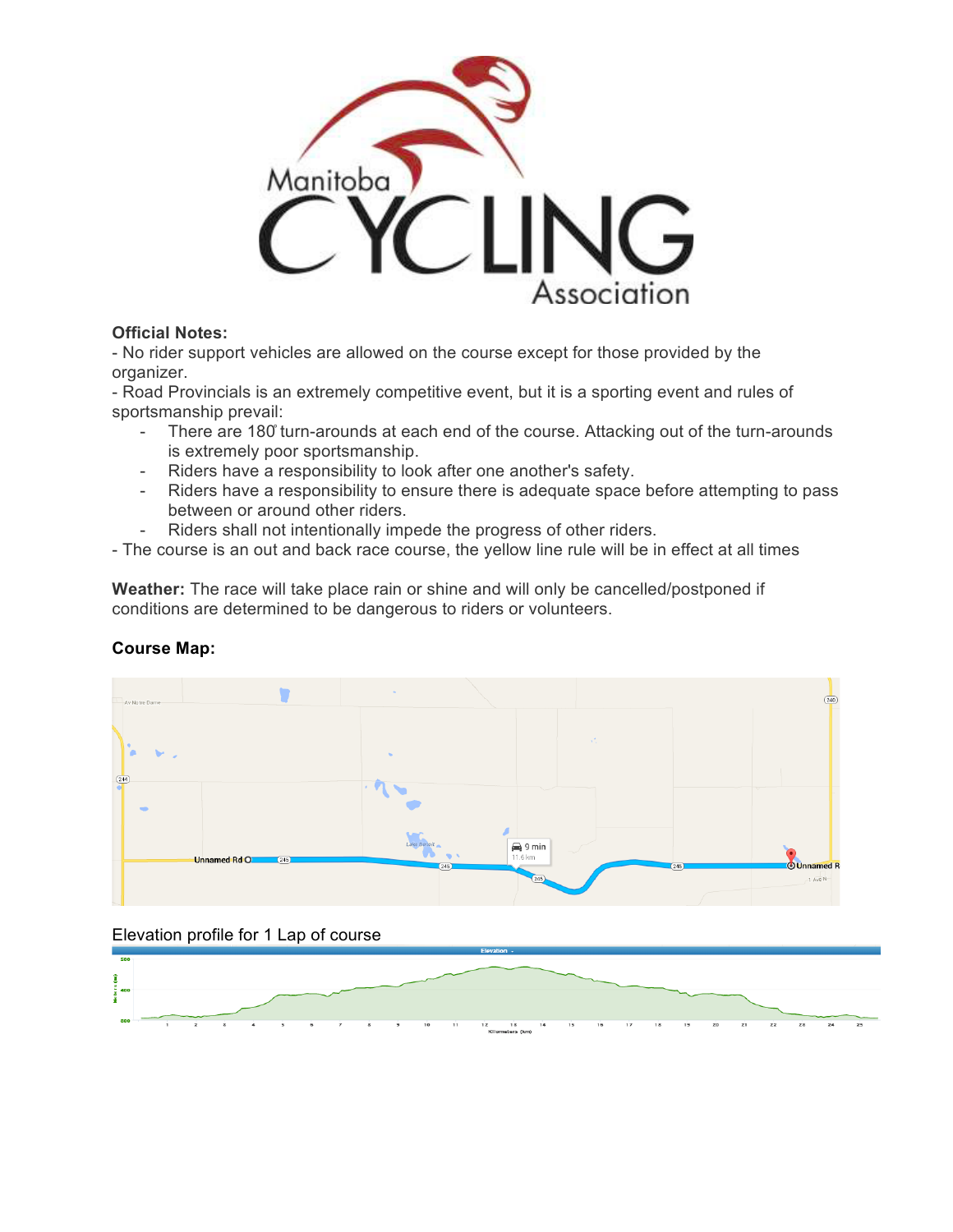Manitoba CYCLING Association

**Official Notes:**

- No rider support vehicles are allowed on the course except for those provided by the organizer.
- Road Provincials is an extremely competitive event, but it is a sporting event and rules of sportsmanship prevail:
    - There are 180̊ turn-arounds at each end of the course. Attacking out of the turn-arounds is extremely poor sportsmanship.
    - Riders have a responsibility to look after one another's safety.
    - Riders have a responsibility to ensure there is adequate space before attempting to pass between or around other riders.
    - Riders shall not intentionally impede the progress of other riders.
- The course is an out and back race course, the yellow line rule will be in effect at all times

**Weather:** The race will take place rain or shine and will only be cancelled/postponed if conditions are determined to be dangerous to riders or volunteers.

**Course Map:**

Unnamed Rd

245

9 min

11.6 km

Unnamed R

Elevation profile for 1 Lap of course

Elevation

500

400

300

1 2 3 4 5 6 7 8 9 10 11 12 13 14 15 16 17 18 19 20 21 22 23 24 25

Kilometers (km)